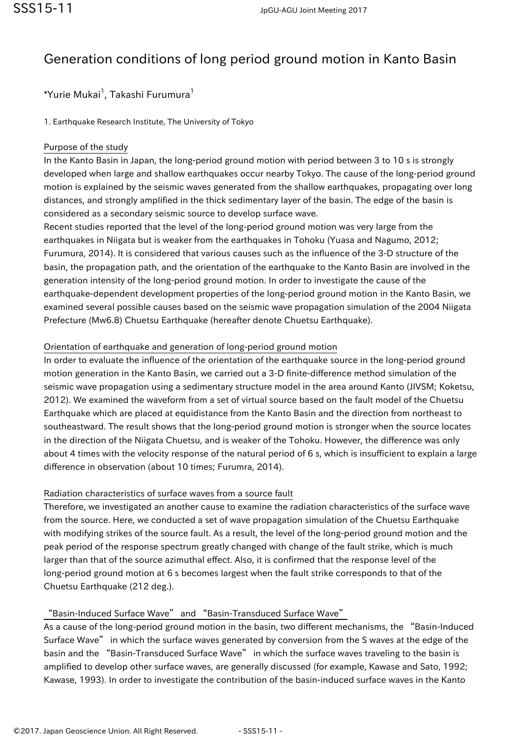# Generation conditions of long period ground motion in Kanto Basin

*Yurie Mukai[1], Takashi Furumura[1]

1. Earthquake Research Institute, The University of Tokyo

## Purpose of the study

In the Kanto Basin in Japan, the long-period ground motion with period between 3 to 10 s is strongly developed when large and shallow earthquakes occur nearby Tokyo. The cause of the long-period ground motion is explained by the seismic waves generated from the shallow earthquakes, propagating over long distances, and strongly amplified in the thick sedimentary layer of the basin. The edge of the basin is considered as a secondary seismic source to develop surface wave.

Recent studies reported that the level of the long-period ground motion was very large from the earthquakes in Niigata but is weaker from the earthquakes in Tohoku (Yuasa and Nagumo, 2012; Furumura, 2014). It is considered that various causes such as the influence of the 3-D structure of the basin, the propagation path, and the orientation of the earthquake to the Kanto Basin are involved in the generation intensity of the long-period ground motion. In order to investigate the cause of the earthquake-dependent development properties of the long-period ground motion in the Kanto Basin, we examined several possible causes based on the seismic wave propagation simulation of the 2004 Niigata Prefecture (Mw6.8) Chuetsu Earthquake (hereafter denote Chuetsu Earthquake).

## Orientation of earthquake and generation of long-period ground motion

In order to evaluate the influence of the orientation of the earthquake source in the long-period ground motion generation in the Kanto Basin, we carried out a 3-D finite-difference method simulation of the seismic wave propagation using a sedimentary structure model in the area around Kanto (JIVSM; Koketsu, 2012). We examined the waveform from a set of virtual source based on the fault model of the Chuetsu Earthquake which are placed at equidistance from the Kanto Basin and the direction from northeast to southeastward. The result shows that the long-period ground motion is stronger when the source locates in the direction of the Niigata Chuetsu, and is weaker of the Tohoku. However, the difference was only about 4 times with the velocity response of the natural period of 6 s, which is insufficient to explain a large difference in observation (about 10 times; Furumra, 2014).

## Radiation characteristics of surface waves from a source fault

Therefore, we investigated an another cause to examine the radiation characteristics of the surface wave from the source. Here, we conducted a set of wave propagation simulation of the Chuetsu Earthquake with modifying strikes of the source fault. As a result, the level of the long-period ground motion and the peak period of the response spectrum greatly changed with change of the fault strike, which is much larger than that of the source azimuthal effect. Also, it is confirmed that the response level of the long-period ground motion at 6 s becomes largest when the fault strike corresponds to that of the Chuetsu Earthquake (212 deg.).

## "Basin-Induced Surface Wave" and "Basin-Transduced Surface Wave"

As a cause of the long-period ground motion in the basin, two different mechanisms, the "Basin-Induced Surface Wave" in which the surface waves generated by conversion from the S waves at the edge of the basin and the "Basin-Transduced Surface Wave" in which the surface waves traveling to the basin is amplified to develop other surface waves, are generally discussed (for example, Kawase and Sato, 1992; Kawase, 1993). In order to investigate the contribution of the basin-induced surface waves in the Kanto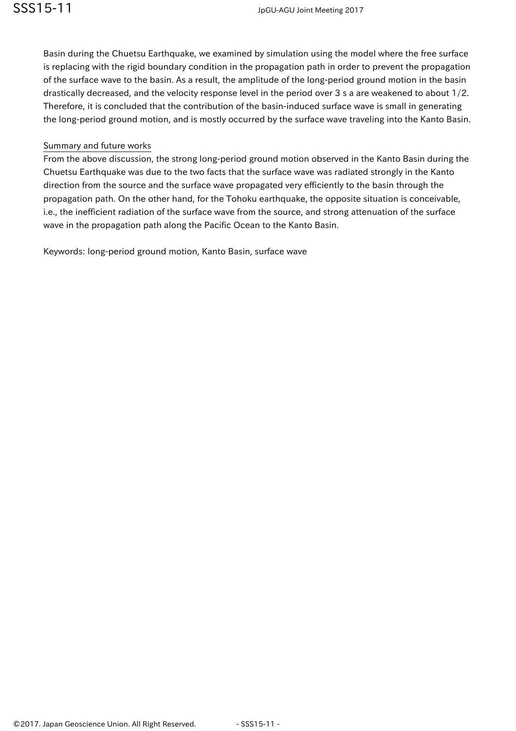Basin during the Chuetsu Earthquake, we examined by simulation using the model where the free surface is replacing with the rigid boundary condition in the propagation path in order to prevent the propagation of the surface wave to the basin. As a result, the amplitude of the long-period ground motion in the basin drastically decreased, and the velocity response level in the period over 3 s a are weakened to about 1/2. Therefore, it is concluded that the contribution of the basin-induced surface wave is small in generating the long-period ground motion, and is mostly occurred by the surface wave traveling into the Kanto Basin.

Summary and future works

From the above discussion, the strong long-period ground motion observed in the Kanto Basin during the Chuetsu Earthquake was due to the two facts that the surface wave was radiated strongly in the Kanto direction from the source and the surface wave propagated very efficiently to the basin through the propagation path. On the other hand, for the Tohoku earthquake, the opposite situation is conceivable, i.e., the inefficient radiation of the surface wave from the source, and strong attenuation of the surface wave in the propagation path along the Pacific Ocean to the Kanto Basin.

Keywords: long-period ground motion, Kanto Basin, surface wave